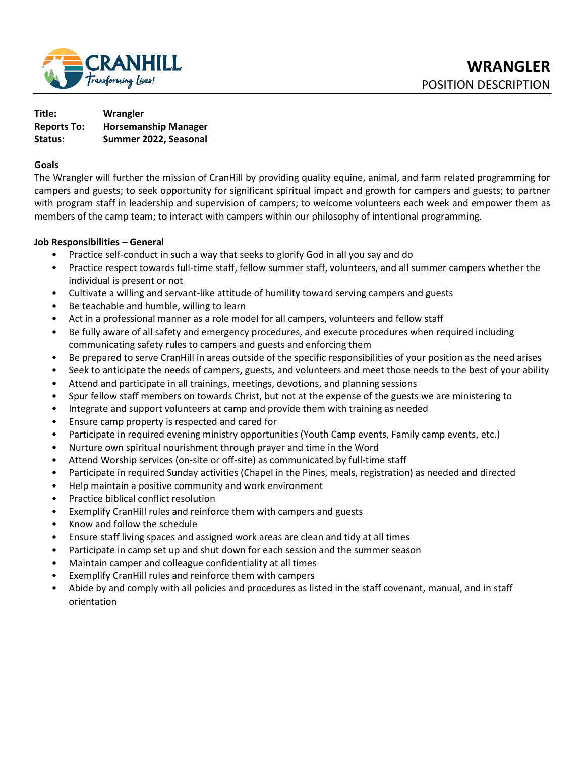CRANHILL
*Transforming Lives!*

# WRANGLER
POSITION DESCRIPTION

**Title:** **Wrangler**
**Reports To:** **Horsemanship Manager**
**Status:** **Summer 2022, Seasonal**

## Goals

The Wrangler will further the mission of CranHill by providing quality equine, animal, and farm related programming for campers and guests; to seek opportunity for significant spiritual impact and growth for campers and guests; to partner with program staff in leadership and supervision of campers; to welcome volunteers each week and empower them as members of the camp team; to interact with campers within our philosophy of intentional programming.

## Job Responsibilities – General

- Practice self-conduct in such a way that seeks to glorify God in all you say and do
- Practice respect towards full-time staff, fellow summer staff, volunteers, and all summer campers whether the individual is present or not
- Cultivate a willing and servant-like attitude of humility toward serving campers and guests
- Be teachable and humble, willing to learn
- Act in a professional manner as a role model for all campers, volunteers and fellow staff
- Be fully aware of all safety and emergency procedures, and execute procedures when required including communicating safety rules to campers and guests and enforcing them
- Be prepared to serve CranHill in areas outside of the specific responsibilities of your position as the need arises
- Seek to anticipate the needs of campers, guests, and volunteers and meet those needs to the best of your ability
- Attend and participate in all trainings, meetings, devotions, and planning sessions
- Spur fellow staff members on towards Christ, but not at the expense of the guests we are ministering to
- Integrate and support volunteers at camp and provide them with training as needed
- Ensure camp property is respected and cared for
- Participate in required evening ministry opportunities (Youth Camp events, Family camp events, etc.)
- Nurture own spiritual nourishment through prayer and time in the Word
- Attend Worship services (on-site or off-site) as communicated by full-time staff
- Participate in required Sunday activities (Chapel in the Pines, meals, registration) as needed and directed
- Help maintain a positive community and work environment
- Practice biblical conflict resolution
- Exemplify CranHill rules and reinforce them with campers and guests
- Know and follow the schedule
- Ensure staff living spaces and assigned work areas are clean and tidy at all times
- Participate in camp set up and shut down for each session and the summer season
- Maintain camper and colleague confidentiality at all times
- Exemplify CranHill rules and reinforce them with campers
- Abide by and comply with all policies and procedures as listed in the staff covenant, manual, and in staff orientation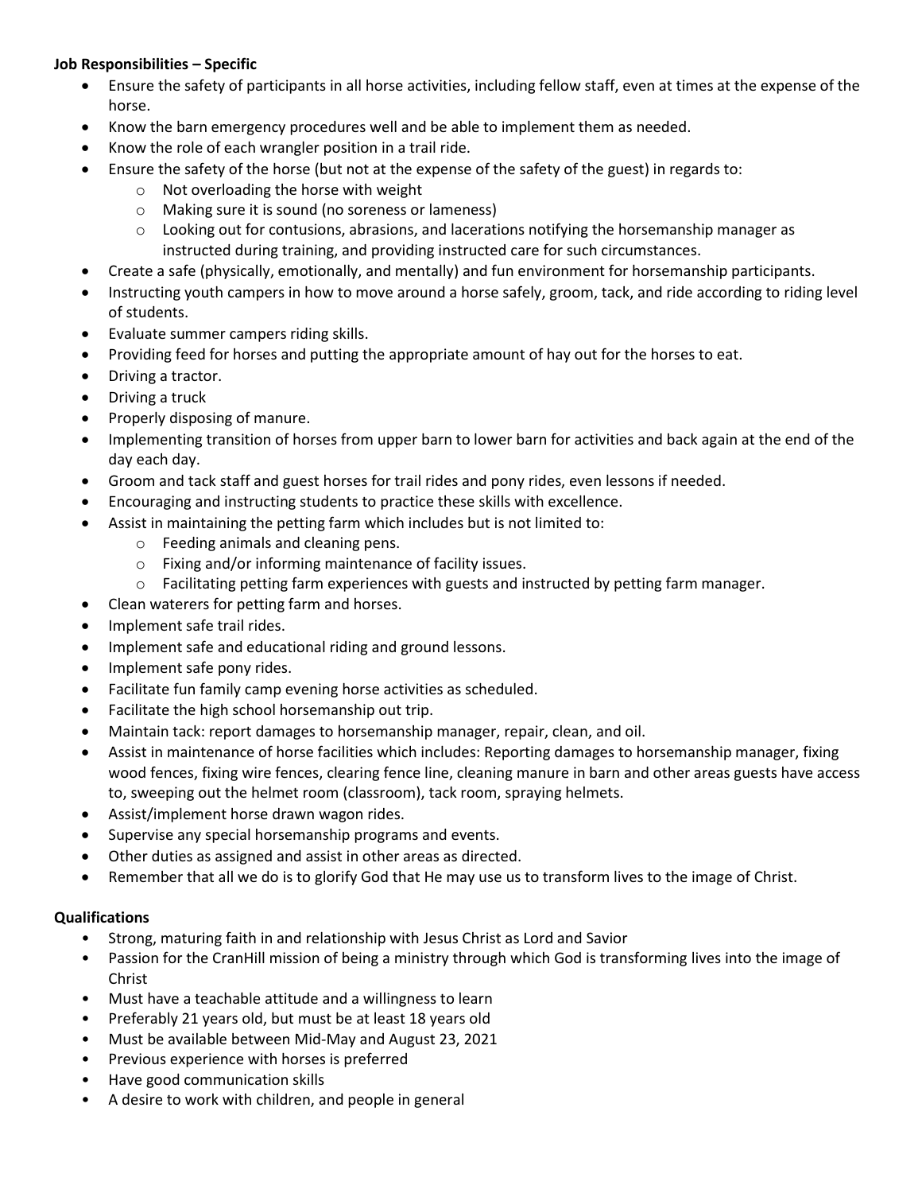**Job Responsibilities – Specific**

- Ensure the safety of participants in all horse activities, including fellow staff, even at times at the expense of the horse.
- Know the barn emergency procedures well and be able to implement them as needed.
- Know the role of each wrangler position in a trail ride.
- Ensure the safety of the horse (but not at the expense of the safety of the guest) in regards to:
  - Not overloading the horse with weight
  - Making sure it is sound (no soreness or lameness)
  - Looking out for contusions, abrasions, and lacerations notifying the horsemanship manager as instructed during training, and providing instructed care for such circumstances.
- Create a safe (physically, emotionally, and mentally) and fun environment for horsemanship participants.
- Instructing youth campers in how to move around a horse safely, groom, tack, and ride according to riding level of students.
- Evaluate summer campers riding skills.
- Providing feed for horses and putting the appropriate amount of hay out for the horses to eat.
- Driving a tractor.
- Driving a truck
- Properly disposing of manure.
- Implementing transition of horses from upper barn to lower barn for activities and back again at the end of the day each day.
- Groom and tack staff and guest horses for trail rides and pony rides, even lessons if needed.
- Encouraging and instructing students to practice these skills with excellence.
- Assist in maintaining the petting farm which includes but is not limited to:
  - Feeding animals and cleaning pens.
  - Fixing and/or informing maintenance of facility issues.
  - Facilitating petting farm experiences with guests and instructed by petting farm manager.
- Clean waterers for petting farm and horses.
- Implement safe trail rides.
- Implement safe and educational riding and ground lessons.
- Implement safe pony rides.
- Facilitate fun family camp evening horse activities as scheduled.
- Facilitate the high school horsemanship out trip.
- Maintain tack: report damages to horsemanship manager, repair, clean, and oil.
- Assist in maintenance of horse facilities which includes: Reporting damages to horsemanship manager, fixing wood fences, fixing wire fences, clearing fence line, cleaning manure in barn and other areas guests have access to, sweeping out the helmet room (classroom), tack room, spraying helmets.
- Assist/implement horse drawn wagon rides.
- Supervise any special horsemanship programs and events.
- Other duties as assigned and assist in other areas as directed.
- Remember that all we do is to glorify God that He may use us to transform lives to the image of Christ.

**Qualifications**

- Strong, maturing faith in and relationship with Jesus Christ as Lord and Savior
- Passion for the CranHill mission of being a ministry through which God is transforming lives into the image of Christ
- Must have a teachable attitude and a willingness to learn
- Preferably 21 years old, but must be at least 18 years old
- Must be available between Mid-May and August 23, 2021
- Previous experience with horses is preferred
- Have good communication skills
- A desire to work with children, and people in general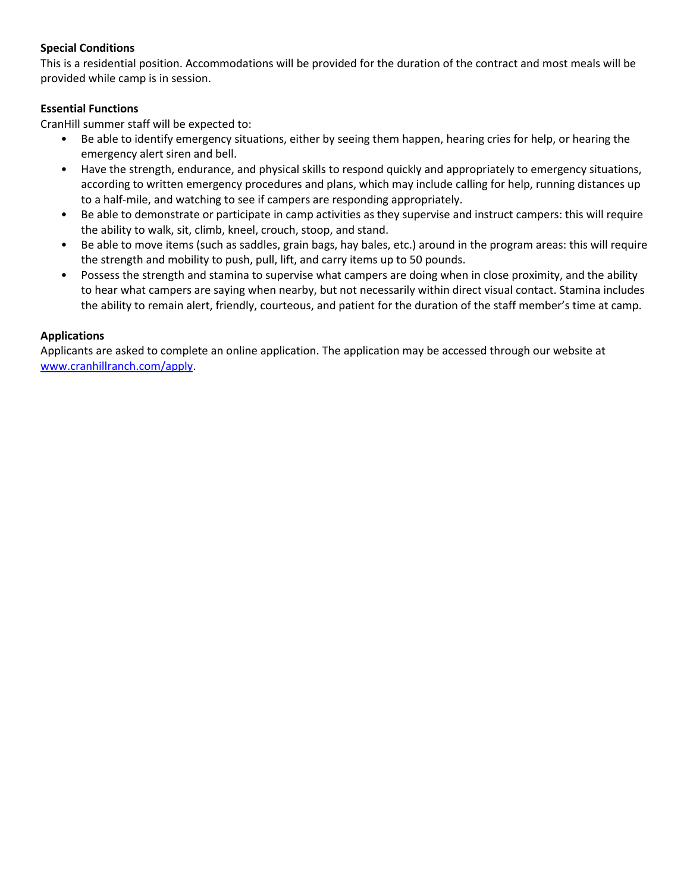**Special Conditions**
This is a residential position. Accommodations will be provided for the duration of the contract and most meals will be provided while camp is in session.

**Essential Functions**
CranHill summer staff will be expected to:

- Be able to identify emergency situations, either by seeing them happen, hearing cries for help, or hearing the emergency alert siren and bell.
- Have the strength, endurance, and physical skills to respond quickly and appropriately to emergency situations, according to written emergency procedures and plans, which may include calling for help, running distances up to a half-mile, and watching to see if campers are responding appropriately.
- Be able to demonstrate or participate in camp activities as they supervise and instruct campers: this will require the ability to walk, sit, climb, kneel, crouch, stoop, and stand.
- Be able to move items (such as saddles, grain bags, hay bales, etc.) around in the program areas: this will require the strength and mobility to push, pull, lift, and carry items up to 50 pounds.
- Possess the strength and stamina to supervise what campers are doing when in close proximity, and the ability to hear what campers are saying when nearby, but not necessarily within direct visual contact. Stamina includes the ability to remain alert, friendly, courteous, and patient for the duration of the staff member's time at camp.

**Applications**
Applicants are asked to complete an online application. The application may be accessed through our website at [www.cranhillranch.com/apply](www.cranhillranch.com/apply).